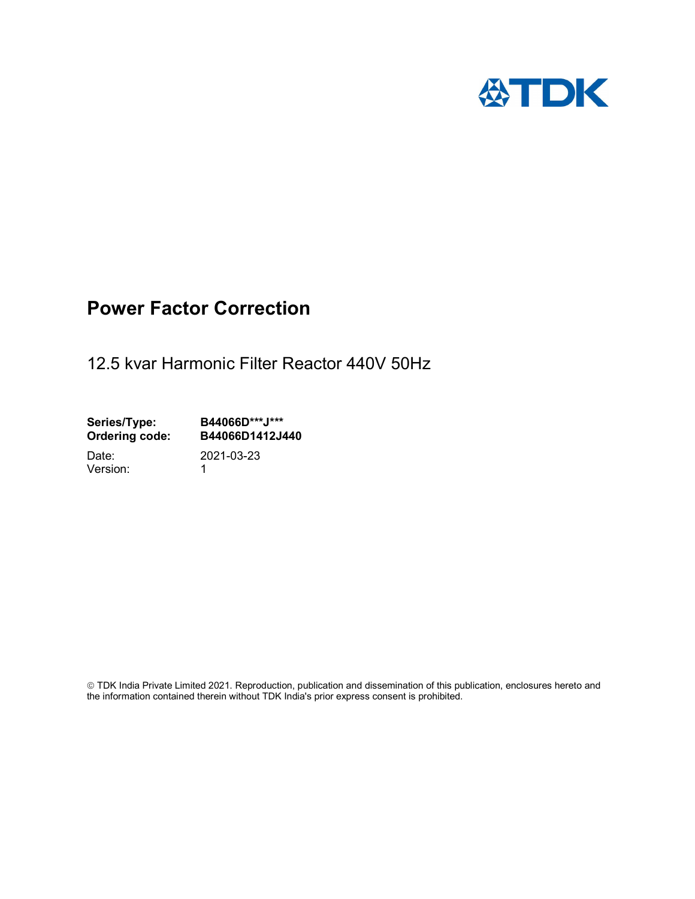TDK

# Power Factor Correction

12.5 kvar Harmonic Filter Reactor 440V 50Hz

**Series/Type:** **B44066D***J*****
**Ordering code:** **B44066D1412J440**

Date: 2021-03-23
Version: 1

© TDK India Private Limited 2021. Reproduction, publication and dissemination of this publication, enclosures hereto and the information contained therein without TDK India's prior express consent is prohibited.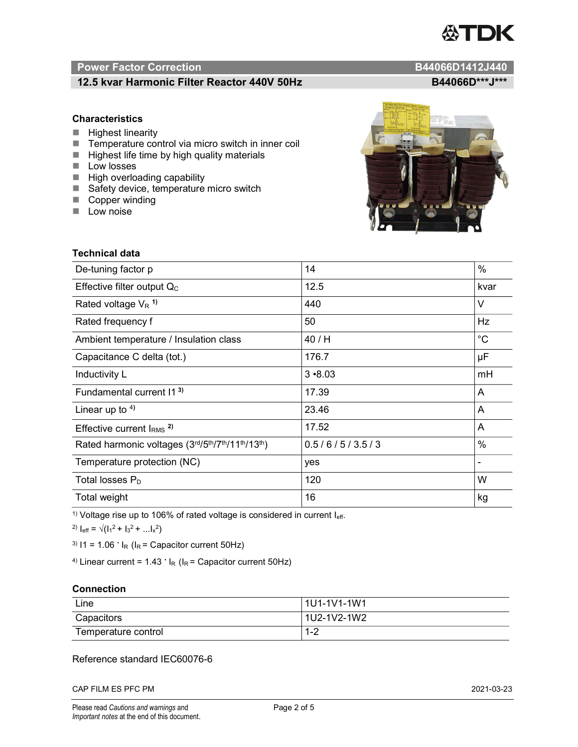## Power Factor Correction — B44066D1412J440

### 12.5 kvar Harmonic Filter Reactor 440V 50Hz — B44066D***J***

### Characteristics

- Highest linearity
- Temperature control via micro switch in inner coil
- Highest life time by high quality materials
- Low losses
- High overloading capability
- Safety device, temperature micro switch
- Copper winding
- Low noise

### Technical data

| Parameter | Value | Unit |
|---|---|---|
| De-tuning factor p | 14 | % |
| Effective filter output $Q_C$ | 12.5 | kvar |
| Rated voltage $V_R$ [1)] | 440 | V |
| Rated frequency f | 50 | Hz |
| Ambient temperature / Insulation class | 40 / H | °C |
| Capacitance C delta (tot.) | 176.7 | µF |
| Inductivity L | 3 •8.03 | mH |
| Fundamental current I1 [3)] | 17.39 | A |
| Linear up to [4)] | 23.46 | A |
| Effective current $I_{RMS}$ [2)] | 17.52 | A |
| Rated harmonic voltages (3rd/5th/7th/11th/13th) | 0.5 / 6 / 5 / 3.5 / 3 | % |
| Temperature protection (NC) | yes | - |
| Total losses $P_D$ | 120 | W |
| Total weight | 16 | kg |

1) Voltage rise up to 106% of rated voltage is considered in current $I_{eff}$.

2) $I_{eff} = \sqrt{(I_1^2 + I_3^2 + \ldots I_x^2)}$

3) $I1 = 1.06 \cdot I_R$ ($I_R$ = Capacitor current 50Hz)

4) Linear current = $1.43 \cdot I_R$ ($I_R$ = Capacitor current 50Hz)

### Connection

| Connection | Terminals |
|---|---|
| Line | 1U1-1V1-1W1 |
| Capacitors | 1U2-1V2-1W2 |
| Temperature control | 1-2 |

Reference standard IEC60076-6

CAP FILM ES PFC PM — 2021-03-23

Please read *Cautions and warnings* and *Important notes* at the end of this document.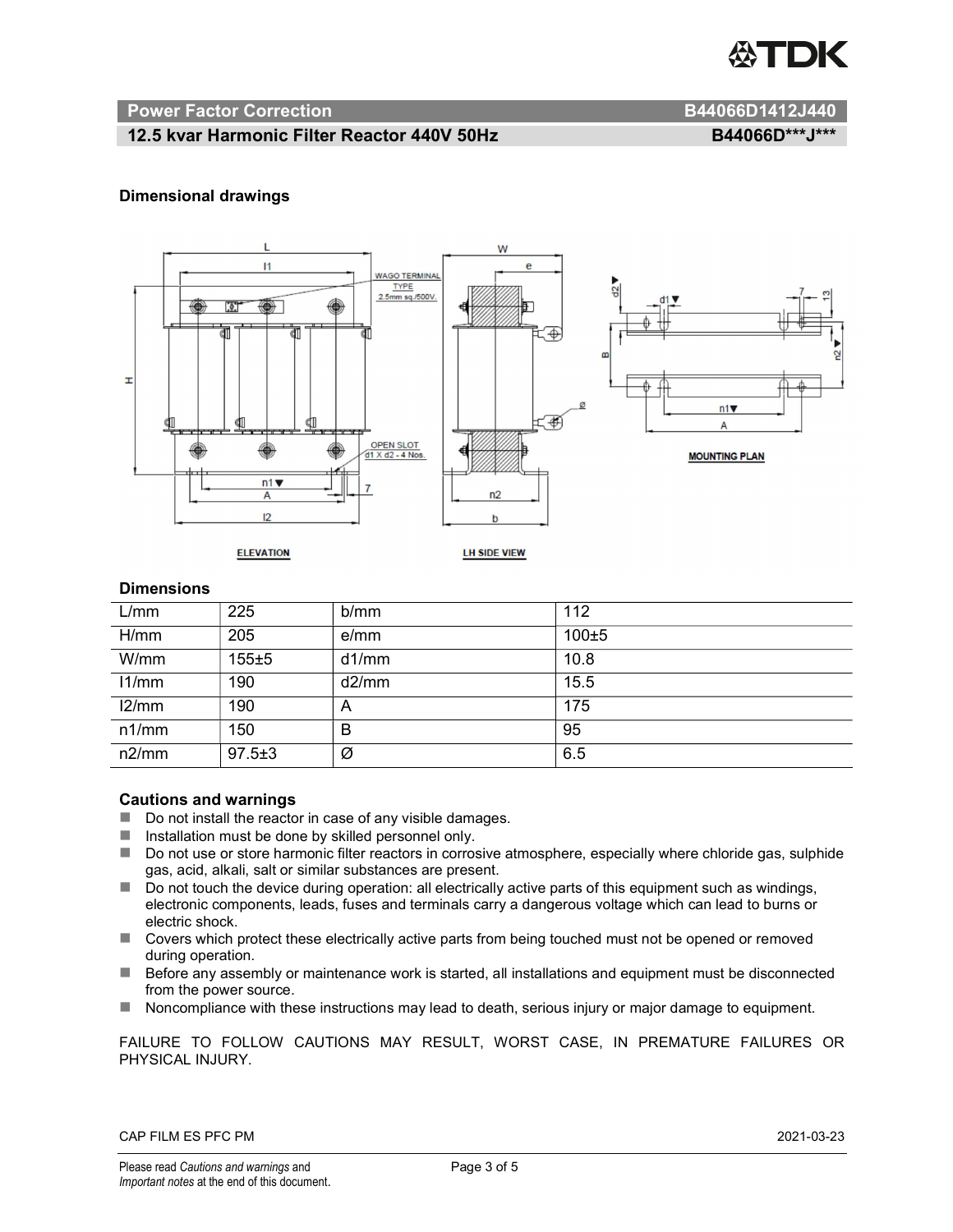**Power Factor Correction** **B44066D1412J440**

**12.5 kvar Harmonic Filter Reactor 440V 50Hz** **B44066D\*\*\*J\*\*\***

### Dimensional drawings

### Dimensions

| L/mm | 225 | b/mm | 112 |
|---|---|---|---|
| H/mm | 205 | e/mm | 100±5 |
| W/mm | 155±5 | d1/mm | 10.8 |
| l1/mm | 190 | d2/mm | 15.5 |
| l2/mm | 190 | A | 175 |
| n1/mm | 150 | B | 95 |
| n2/mm | 97.5±3 | Ø | 6.5 |

### Cautions and warnings

- Do not install the reactor in case of any visible damages.
- Installation must be done by skilled personnel only.
- Do not use or store harmonic filter reactors in corrosive atmosphere, especially where chloride gas, sulphide gas, acid, alkali, salt or similar substances are present.
- Do not touch the device during operation: all electrically active parts of this equipment such as windings, electronic components, leads, fuses and terminals carry a dangerous voltage which can lead to burns or electric shock.
- Covers which protect these electrically active parts from being touched must not be opened or removed during operation.
- Before any assembly or maintenance work is started, all installations and equipment must be disconnected from the power source.
- Noncompliance with these instructions may lead to death, serious injury or major damage to equipment.

FAILURE TO FOLLOW CAUTIONS MAY RESULT, WORST CASE, IN PREMATURE FAILURES OR PHYSICAL INJURY.

CAP FILM ES PFC PM 2021-03-23

Please read *Cautions and warnings* and *Important notes* at the end of this document.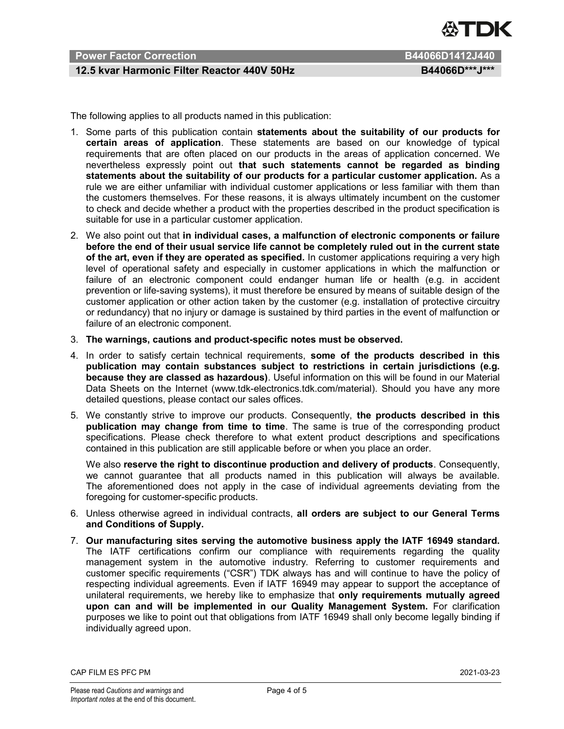The following applies to all products named in this publication:

1. Some parts of this publication contain **statements about the suitability of our products for certain areas of application**. These statements are based on our knowledge of typical requirements that are often placed on our products in the areas of application concerned. We nevertheless expressly point out **that such statements cannot be regarded as binding statements about the suitability of our products for a particular customer application.** As a rule we are either unfamiliar with individual customer applications or less familiar with them than the customers themselves. For these reasons, it is always ultimately incumbent on the customer to check and decide whether a product with the properties described in the product specification is suitable for use in a particular customer application.
2. We also point out that **in individual cases, a malfunction of electronic components or failure before the end of their usual service life cannot be completely ruled out in the current state of the art, even if they are operated as specified.** In customer applications requiring a very high level of operational safety and especially in customer applications in which the malfunction or failure of an electronic component could endanger human life or health (e.g. in accident prevention or life-saving systems), it must therefore be ensured by means of suitable design of the customer application or other action taken by the customer (e.g. installation of protective circuitry or redundancy) that no injury or damage is sustained by third parties in the event of malfunction or failure of an electronic component.
3. **The warnings, cautions and product-specific notes must be observed.**
4. In order to satisfy certain technical requirements, **some of the products described in this publication may contain substances subject to restrictions in certain jurisdictions (e.g. because they are classed as hazardous)**. Useful information on this will be found in our Material Data Sheets on the Internet (www.tdk-electronics.tdk.com/material). Should you have any more detailed questions, please contact our sales offices.
5. We constantly strive to improve our products. Consequently, **the products described in this publication may change from time to time**. The same is true of the corresponding product specifications. Please check therefore to what extent product descriptions and specifications contained in this publication are still applicable before or when you place an order.

   We also **reserve the right to discontinue production and delivery of products**. Consequently, we cannot guarantee that all products named in this publication will always be available. The aforementioned does not apply in the case of individual agreements deviating from the foregoing for customer-specific products.
6. Unless otherwise agreed in individual contracts, **all orders are subject to our General Terms and Conditions of Supply.**
7. **Our manufacturing sites serving the automotive business apply the IATF 16949 standard.** The IATF certifications confirm our compliance with requirements regarding the quality management system in the automotive industry. Referring to customer requirements and customer specific requirements ("CSR") TDK always has and will continue to have the policy of respecting individual agreements. Even if IATF 16949 may appear to support the acceptance of unilateral requirements, we hereby like to emphasize that **only requirements mutually agreed upon can and will be implemented in our Quality Management System.** For clarification purposes we like to point out that obligations from IATF 16949 shall only become legally binding if individually agreed upon.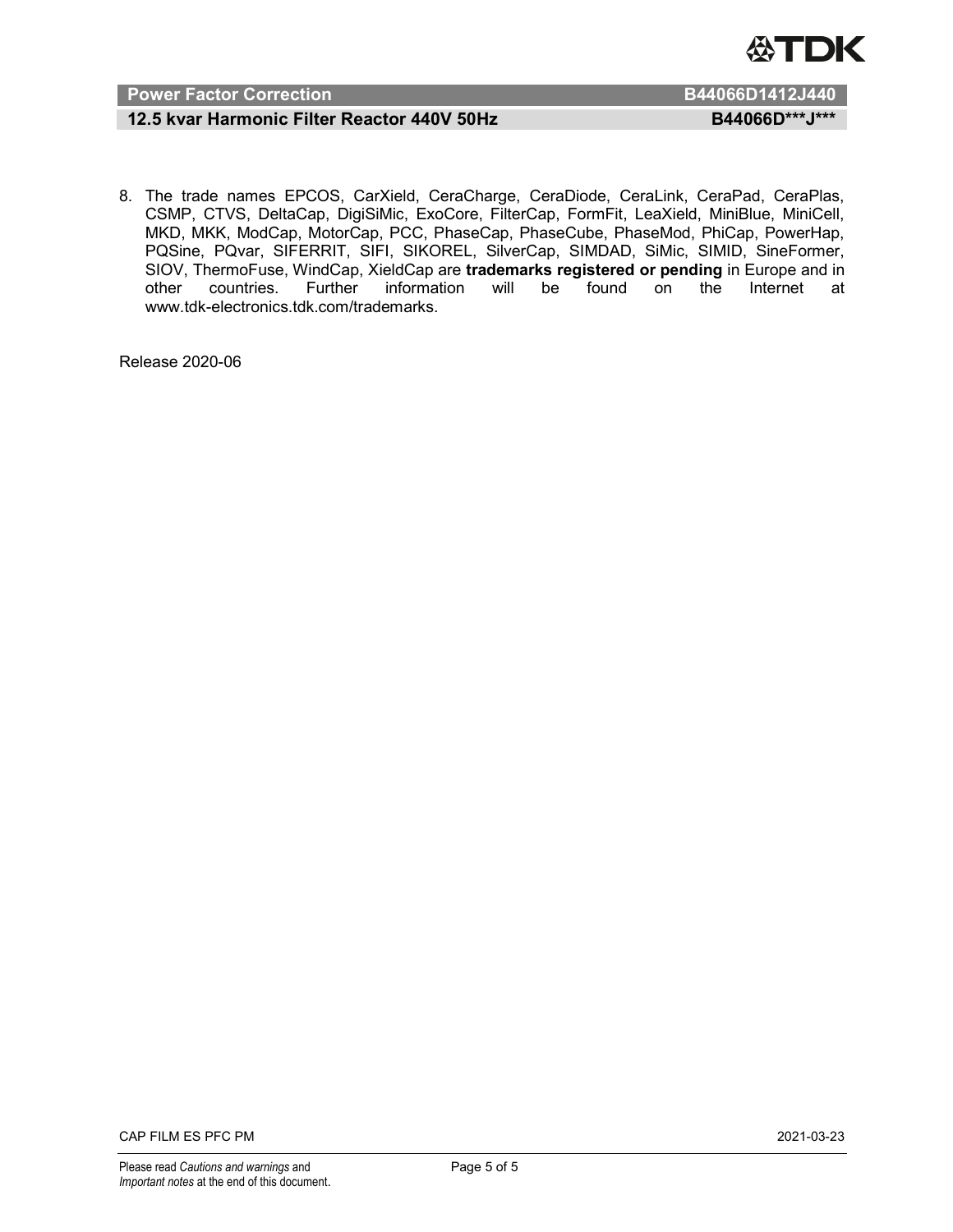8. The trade names EPCOS, CarXield, CeraCharge, CeraDiode, CeraLink, CeraPad, CeraPlas, CSMP, CTVS, DeltaCap, DigiSiMic, ExoCore, FilterCap, FormFit, LeaXield, MiniBlue, MiniCell, MKD, MKK, ModCap, MotorCap, PCC, PhaseCap, PhaseCube, PhaseMod, PhiCap, PowerHap, PQSine, PQvar, SIFERRIT, SIFI, SIKOREL, SilverCap, SIMDAD, SiMic, SIMID, SineFormer, SIOV, ThermoFuse, WindCap, XieldCap are **trademarks registered or pending** in Europe and in other countries. Further information will be found on the Internet at www.tdk-electronics.tdk.com/trademarks.

Release 2020-06